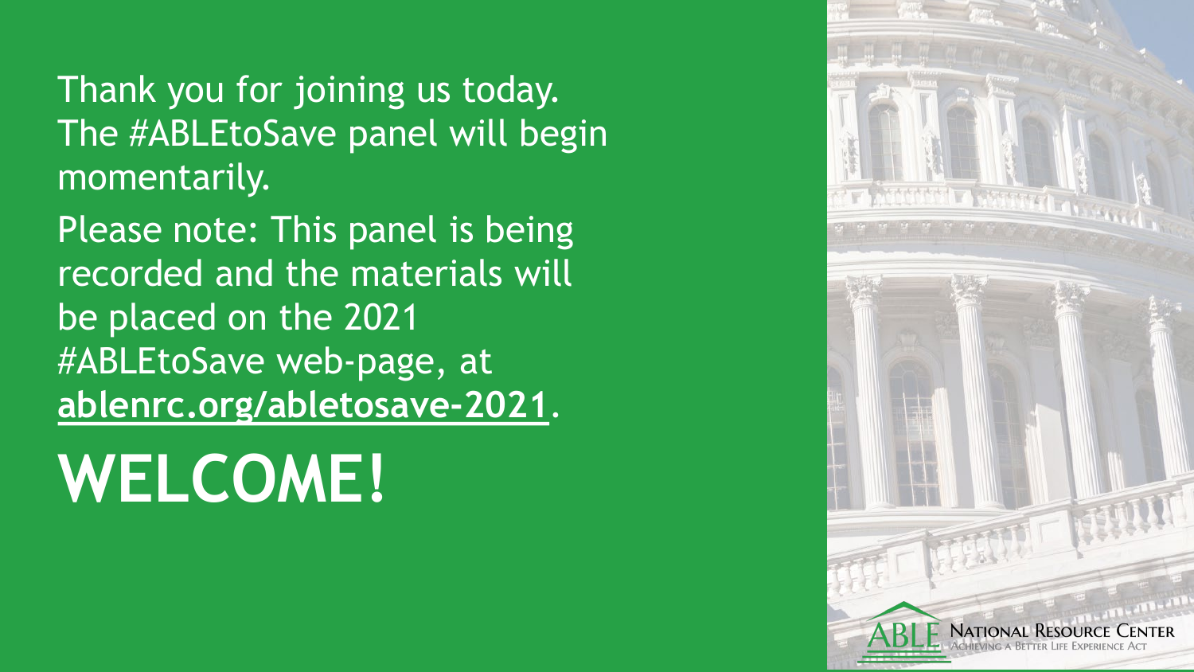Thank you for joining us today. The #ABLEtoSave panel will begin momentarily.

Please note: This panel is being recorded and the materials will be placed on the 2021 #ABLEtoSave web-page, at **ablenrc.org/abletosave-2021**.

# WELCOME!

ABLE NATIONAL RESOURCE CENTER
ACHIEVING A BETTER LIFE EXPERIENCE ACT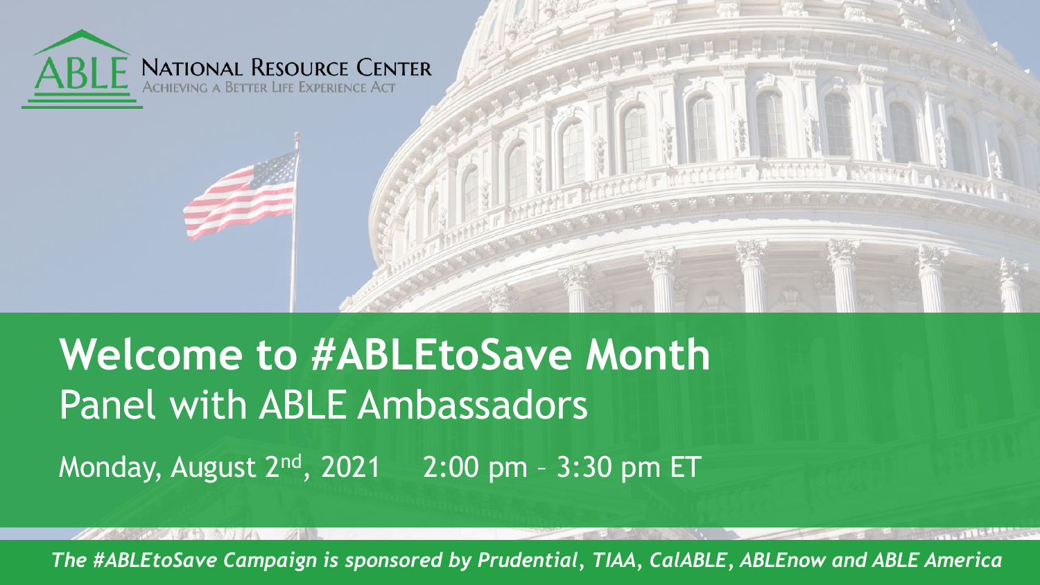ABLE National Resource Center
Achieving a Better Life Experience Act

# Welcome to #ABLEtoSave Month

## Panel with ABLE Ambassadors

Monday, August 2nd, 2021 2:00 pm – 3:30 pm ET

*The #ABLEtoSave Campaign is sponsored by Prudential, TIAA, CalABLE, ABLEnow and ABLE America*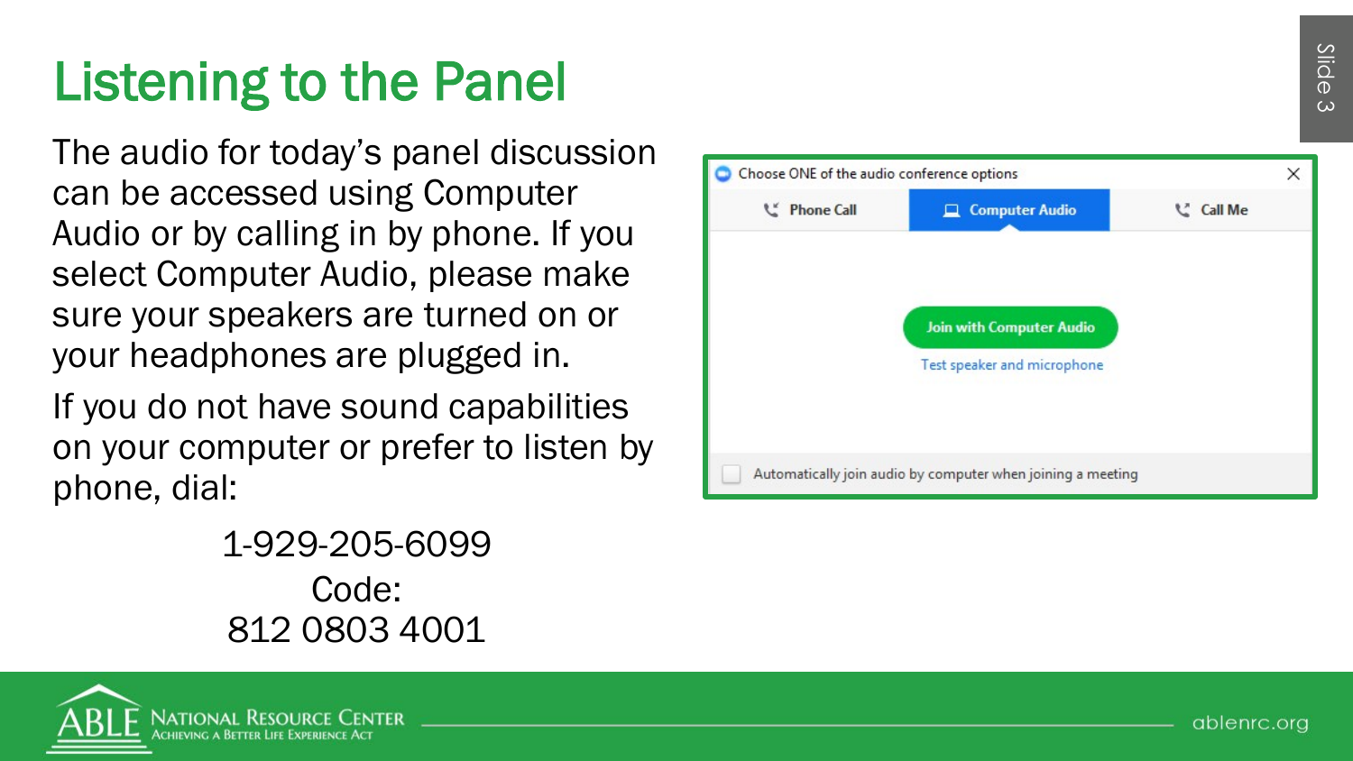# Listening to the Panel

The audio for today's panel discussion can be accessed using Computer Audio or by calling in by phone. If you select Computer Audio, please make sure your speakers are turned on or your headphones are plugged in.

If you do not have sound capabilities on your computer or prefer to listen by phone, dial:

1-929-205-6099
Code:
812 0803 4001

Choose ONE of the audio conference options

Phone Call | Computer Audio | Call Me

Join with Computer Audio

Test speaker and microphone

Automatically join audio by computer when joining a meeting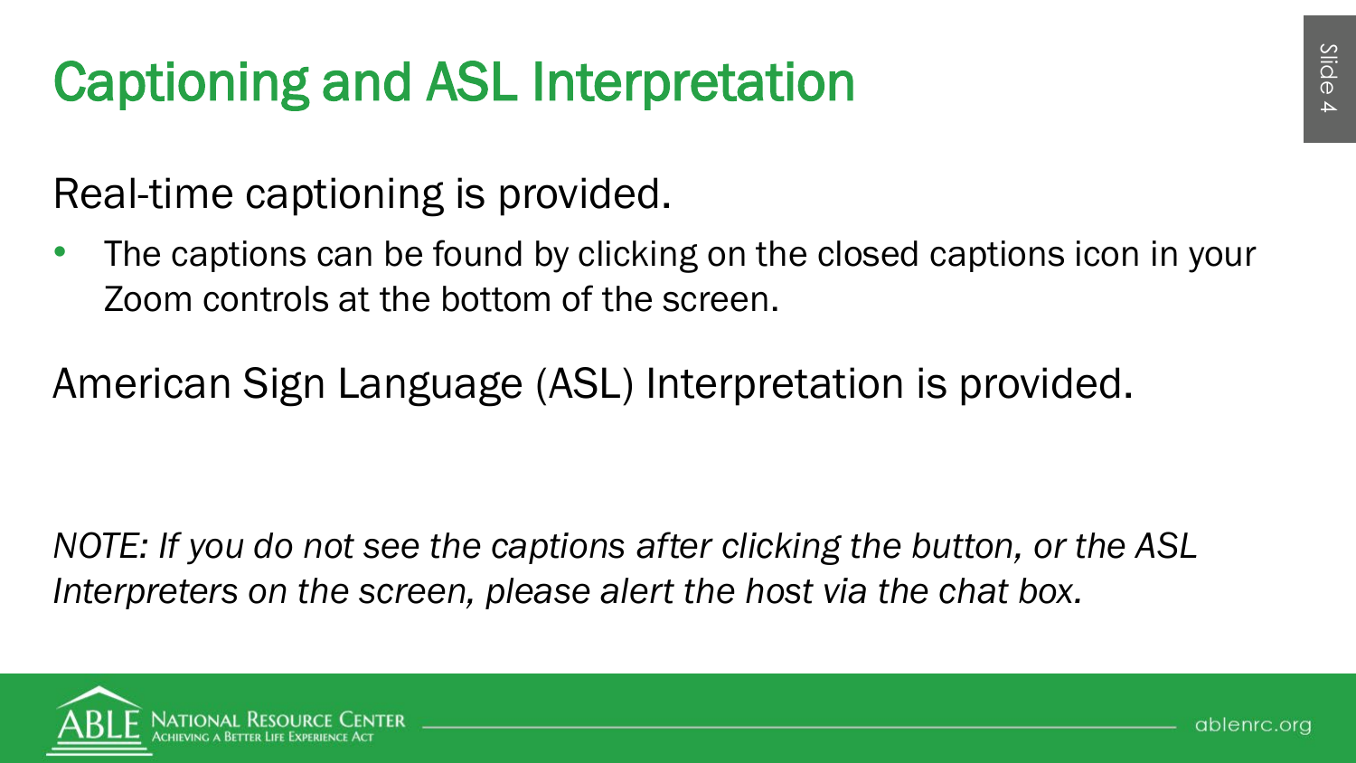# Captioning and ASL Interpretation

Real-time captioning is provided.

- The captions can be found by clicking on the closed captions icon in your Zoom controls at the bottom of the screen.

American Sign Language (ASL) Interpretation is provided.

*NOTE: If you do not see the captions after clicking the button, or the ASL Interpreters on the screen, please alert the host via the chat box.*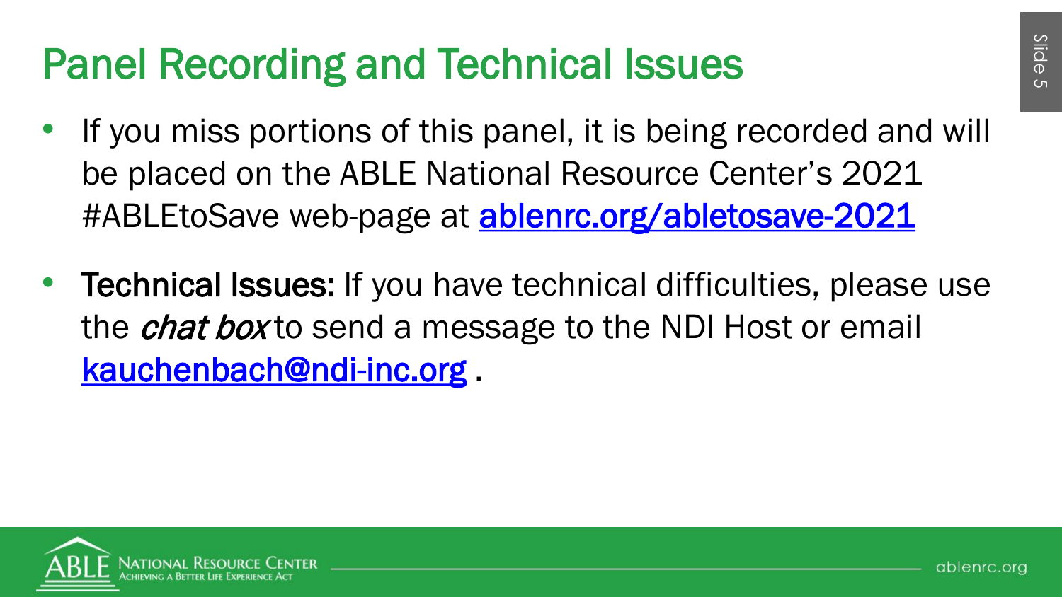# Panel Recording and Technical Issues

- If you miss portions of this panel, it is being recorded and will be placed on the ABLE National Resource Center's 2021 #ABLEtoSave web-page at [ablenrc.org/abletosave-2021](https://ablenrc.org/abletosave-2021)
- **Technical Issues:** If you have technical difficulties, please use the *chat box* to send a message to the NDI Host or email [kauchenbach@ndi-inc.org](mailto:kauchenbach@ndi-inc.org) .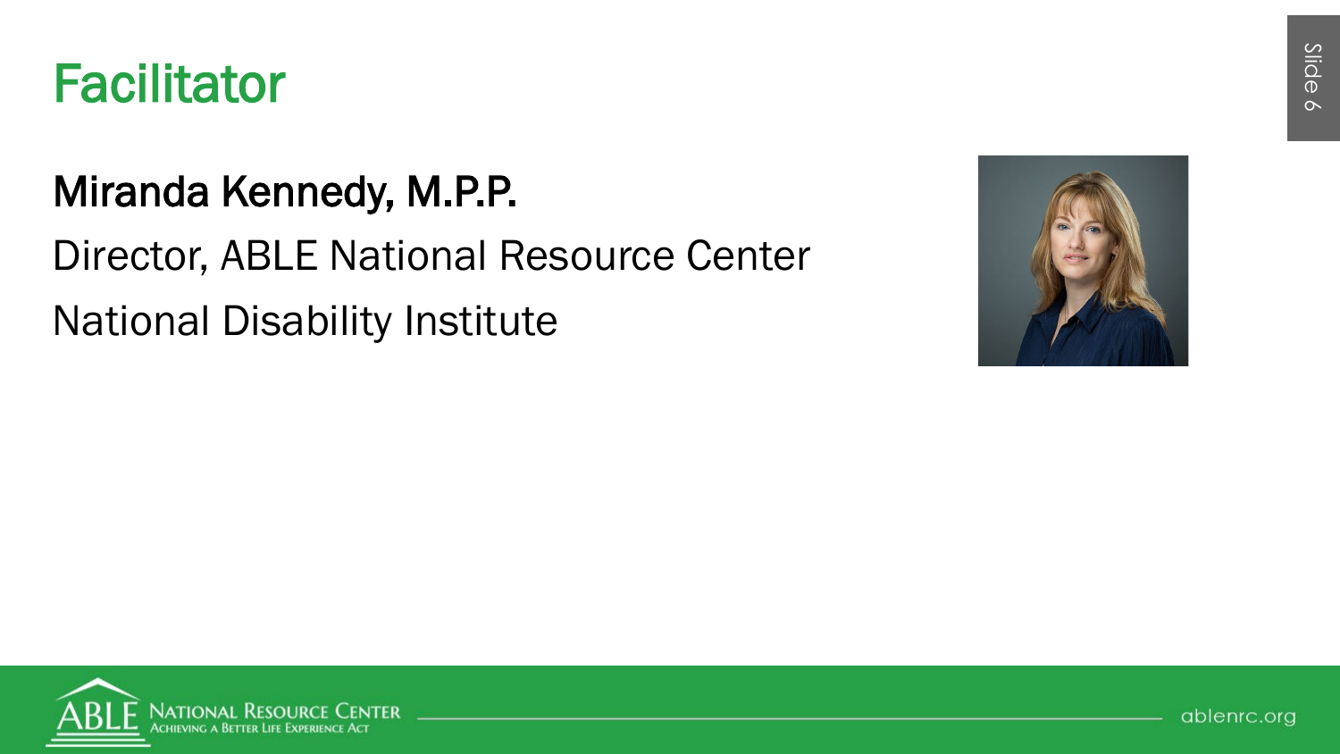# Facilitator

**Miranda Kennedy, M.P.P.**

Director, ABLE National Resource Center

National Disability Institute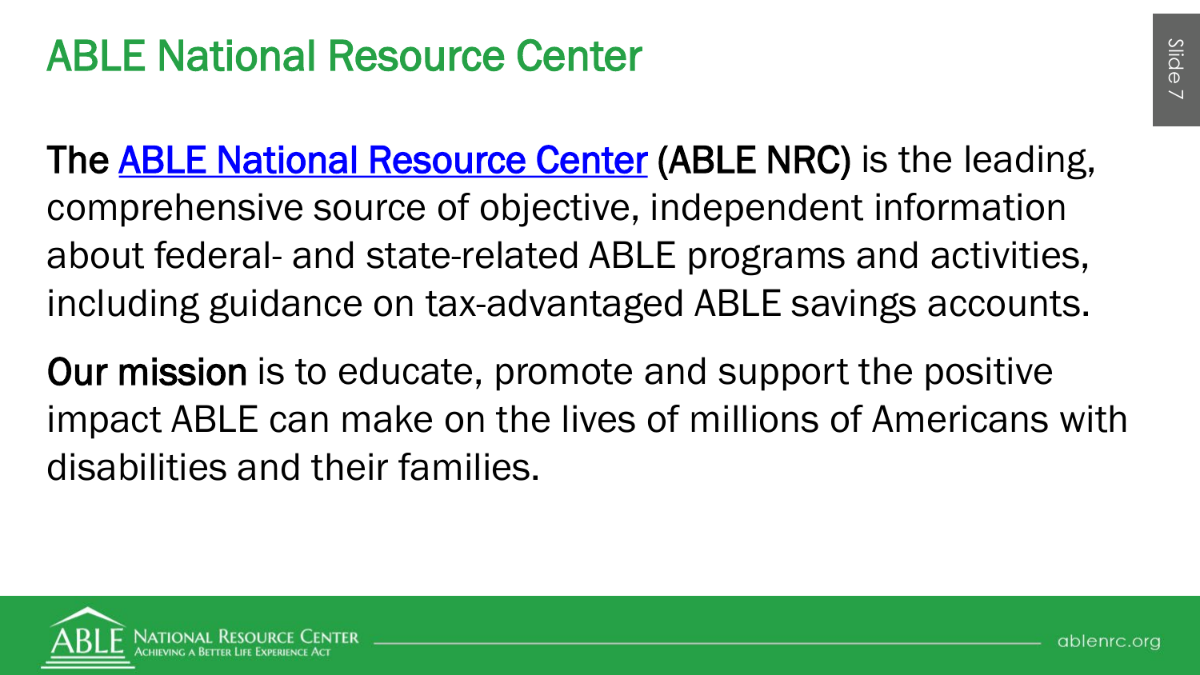# ABLE National Resource Center

**The** ABLE National Resource Center **(ABLE NRC)** is the leading, comprehensive source of objective, independent information about federal- and state-related ABLE programs and activities, including guidance on tax-advantaged ABLE savings accounts.

**Our mission** is to educate, promote and support the positive impact ABLE can make on the lives of millions of Americans with disabilities and their families.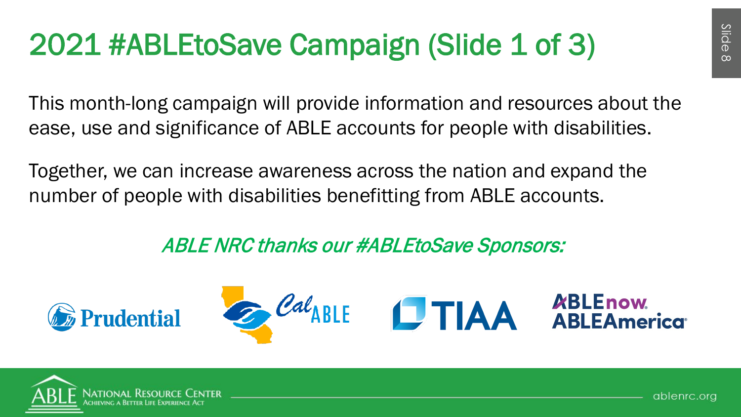# 2021 #ABLEtoSave Campaign (Slide 1 of 3)

This month-long campaign will provide information and resources about the ease, use and significance of ABLE accounts for people with disabilities.

Together, we can increase awareness across the nation and expand the number of people with disabilities benefitting from ABLE accounts.

*ABLE NRC thanks our #ABLEtoSave Sponsors:*

Prudential | CalABLE | TIAA | ABLEnow | ABLEAmerica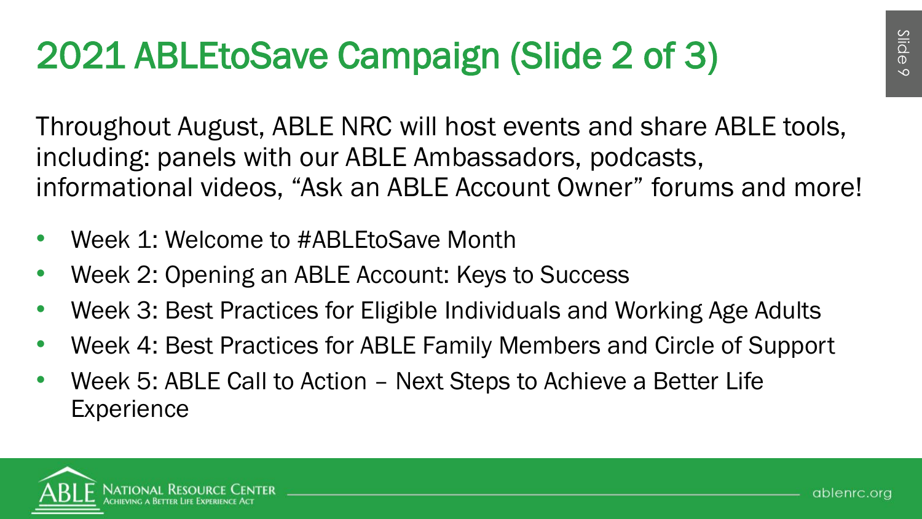# 2021 ABLEtoSave Campaign (Slide 2 of 3)

Throughout August, ABLE NRC will host events and share ABLE tools, including: panels with our ABLE Ambassadors, podcasts, informational videos, "Ask an ABLE Account Owner" forums and more!

- Week 1: Welcome to #ABLEtoSave Month
- Week 2: Opening an ABLE Account: Keys to Success
- Week 3: Best Practices for Eligible Individuals and Working Age Adults
- Week 4: Best Practices for ABLE Family Members and Circle of Support
- Week 5: ABLE Call to Action – Next Steps to Achieve a Better Life Experience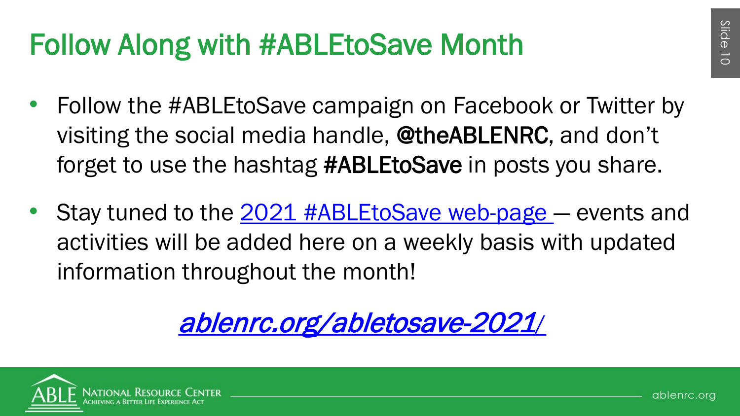# Follow Along with #ABLEtoSave Month

- Follow the #ABLEtoSave campaign on Facebook or Twitter by visiting the social media handle, **@theABLENRC**, and don't forget to use the hashtag **#ABLEtoSave** in posts you share.
- Stay tuned to the 2021 #ABLEtoSave web-page — events and activities will be added here on a weekly basis with updated information throughout the month!

*ablenrc.org/abletosave-2021/*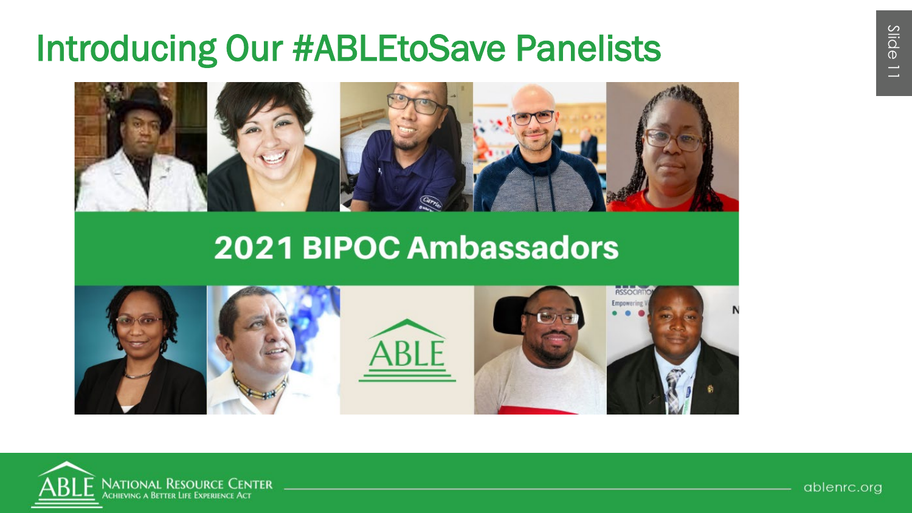# Introducing Our #ABLEtoSave Panelists

2021 BIPOC Ambassadors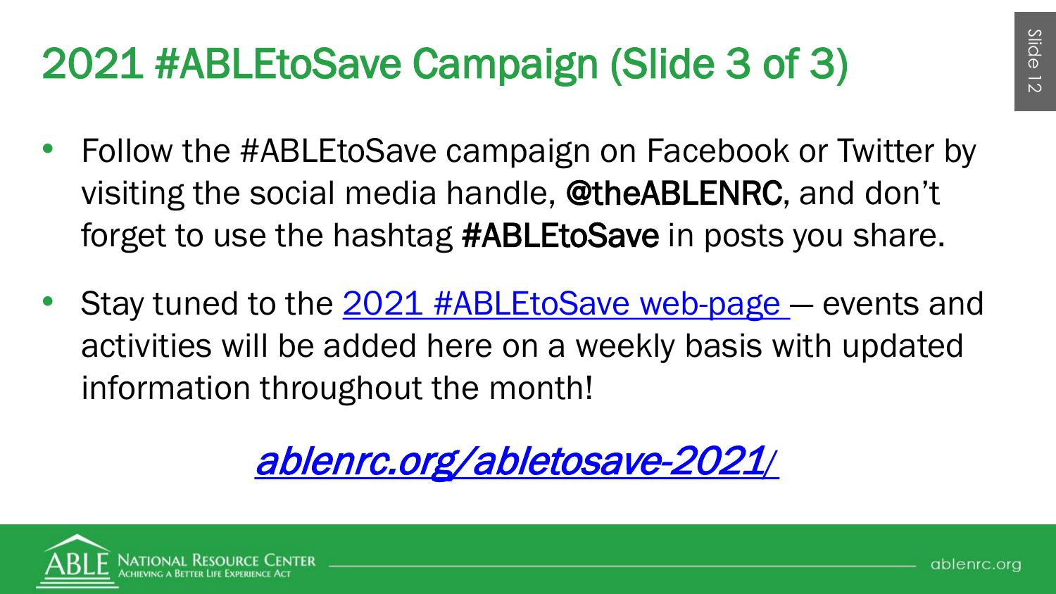# 2021 #ABLEtoSave Campaign (Slide 3 of 3)

- Follow the #ABLEtoSave campaign on Facebook or Twitter by visiting the social media handle, **@theABLENRC**, and don't forget to use the hashtag **#ABLEtoSave** in posts you share.
- Stay tuned to the [2021 #ABLEtoSave web-page](ablenrc.org/abletosave-2021/) — events and activities will be added here on a weekly basis with updated information throughout the month!

*[ablenrc.org/abletosave-2021/](ablenrc.org/abletosave-2021/)*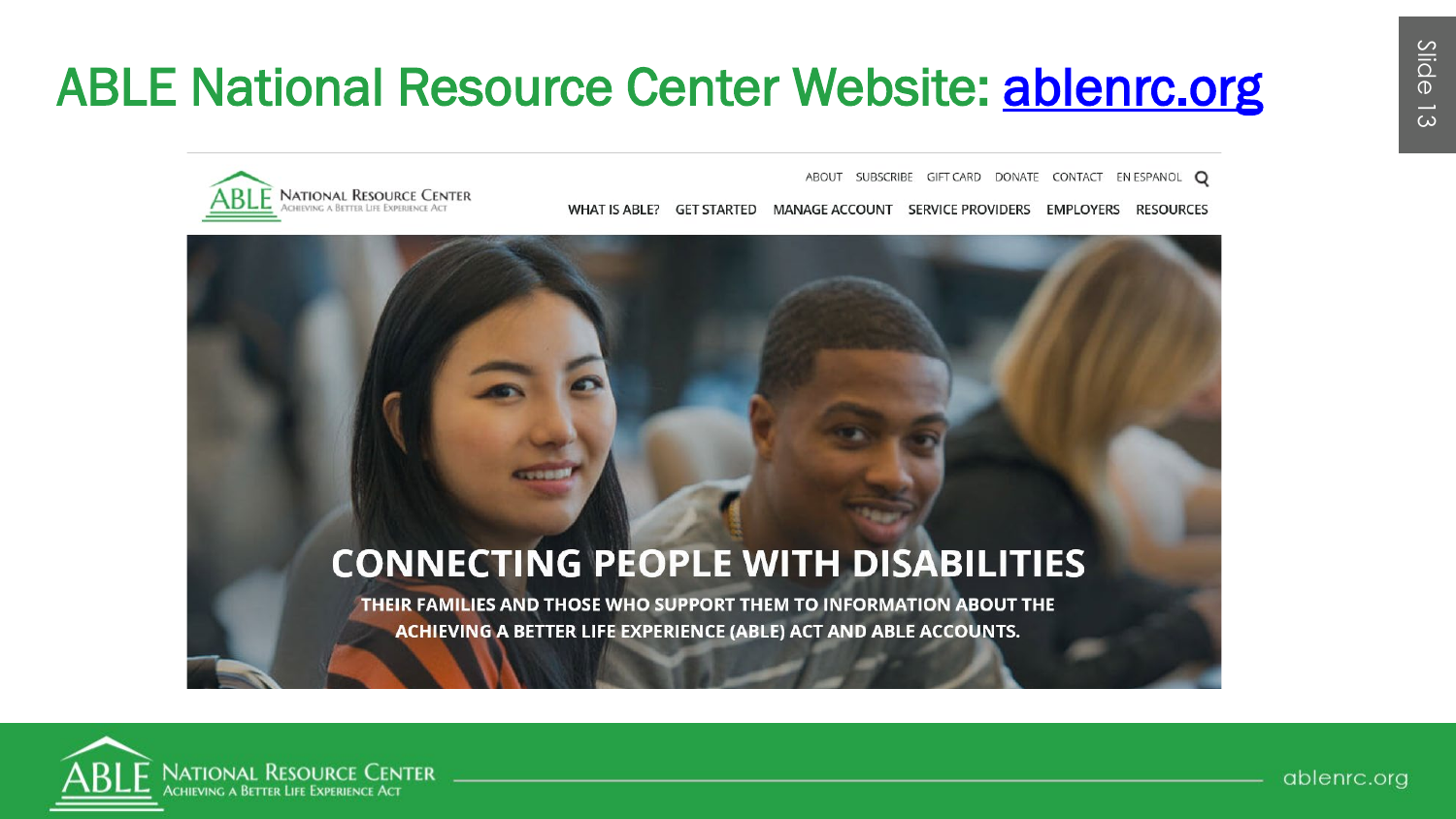# ABLE National Resource Center Website: [ablenrc.org](ablenrc.org)

ABLE NATIONAL RESOURCE CENTER
ACHIEVING A BETTER LIFE EXPERIENCE ACT

ABOUT SUBSCRIBE GIFT CARD DONATE CONTACT EN ESPANOL

WHAT IS ABLE? GET STARTED MANAGE ACCOUNT SERVICE PROVIDERS EMPLOYERS RESOURCES

**CONNECTING PEOPLE WITH DISABILITIES**

**THEIR FAMILIES AND THOSE WHO SUPPORT THEM TO INFORMATION ABOUT THE ACHIEVING A BETTER LIFE EXPERIENCE (ABLE) ACT AND ABLE ACCOUNTS.**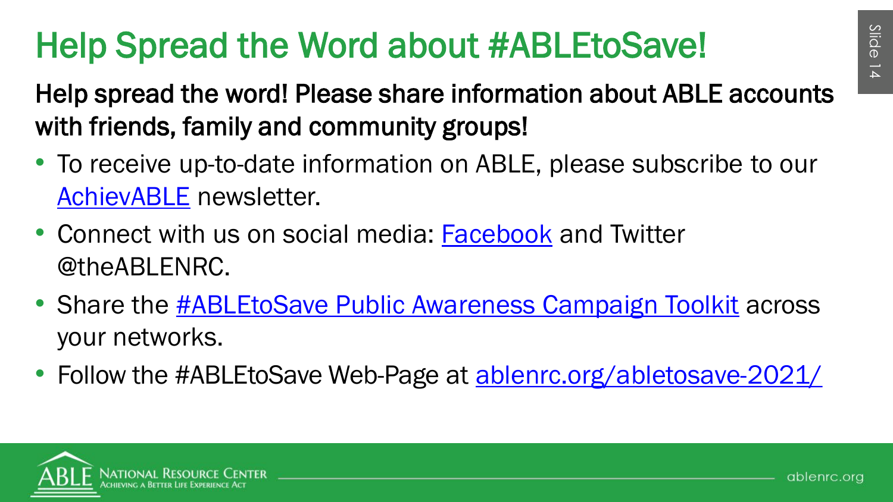# Help Spread the Word about #ABLEtoSave!

**Help spread the word! Please share information about ABLE accounts with friends, family and community groups!**

- To receive up-to-date information on ABLE, please subscribe to our AchievABLE newsletter.
- Connect with us on social media: Facebook and Twitter @theABLENRC.
- Share the #ABLEtoSave Public Awareness Campaign Toolkit across your networks.
- Follow the #ABLEtoSave Web-Page at ablenrc.org/abletosave-2021/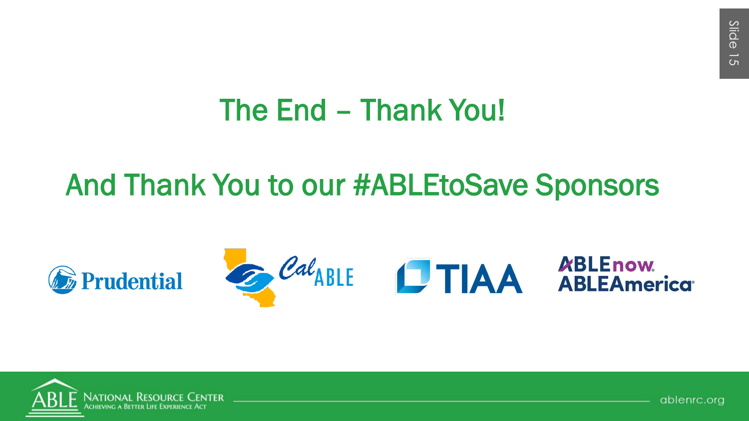# The End – Thank You!

## And Thank You to our #ABLEtoSave Sponsors

Prudential

CalABLE

TIAA

ABLEnow

ABLEAmerica